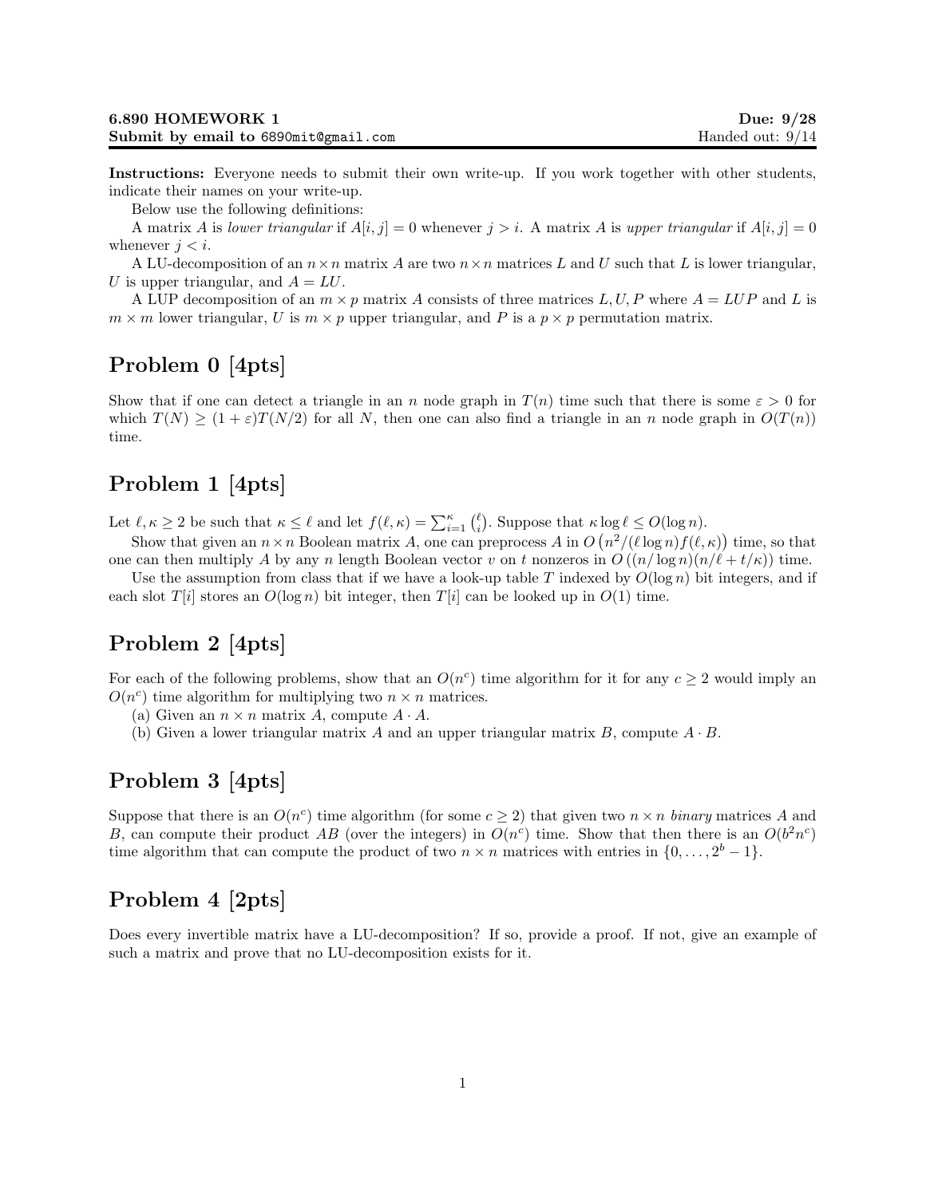**6.890 HOMEWORK 1** **Due: 9/28**
**Submit by email to 6890mit@gmail.com** Handed out: 9/14

**Instructions:** Everyone needs to submit their own write-up. If you work together with other students, indicate their names on your write-up.

Below use the following definitions:

A matrix $A$ is *lower triangular* if $A[i,j] = 0$ whenever $j > i$. A matrix $A$ is *upper triangular* if $A[i,j] = 0$ whenever $j < i$.

A LU-decomposition of an $n \times n$ matrix $A$ are two $n \times n$ matrices $L$ and $U$ such that $L$ is lower triangular, $U$ is upper triangular, and $A = LU$.

A LUP decomposition of an $m \times p$ matrix $A$ consists of three matrices $L, U, P$ where $A = LUP$ and $L$ is $m \times m$ lower triangular, $U$ is $m \times p$ upper triangular, and $P$ is a $p \times p$ permutation matrix.

## Problem 0 [4pts]

Show that if one can detect a triangle in an $n$ node graph in $T(n)$ time such that there is some $\varepsilon > 0$ for which $T(N) \geq (1+\varepsilon)T(N/2)$ for all $N$, then one can also find a triangle in an $n$ node graph in $O(T(n))$ time.

## Problem 1 [4pts]

Let $\ell, \kappa \geq 2$ be such that $\kappa \leq \ell$ and let $f(\ell, \kappa) = \sum_{i=1}^{\kappa} \binom{\ell}{i}$. Suppose that $\kappa \log \ell \leq O(\log n)$.

Show that given an $n \times n$ Boolean matrix $A$, one can preprocess $A$ in $O\left(n^2/(\ell \log n) f(\ell, \kappa)\right)$ time, so that one can then multiply $A$ by any $n$ length Boolean vector $v$ on $t$ nonzeros in $O\left((n/\log n)(n/\ell + t/\kappa)\right)$ time.

Use the assumption from class that if we have a look-up table $T$ indexed by $O(\log n)$ bit integers, and if each slot $T[i]$ stores an $O(\log n)$ bit integer, then $T[i]$ can be looked up in $O(1)$ time.

## Problem 2 [4pts]

For each of the following problems, show that an $O(n^c)$ time algorithm for it for any $c \geq 2$ would imply an $O(n^c)$ time algorithm for multiplying two $n \times n$ matrices.

(a) Given an $n \times n$ matrix $A$, compute $A \cdot A$.

(b) Given a lower triangular matrix $A$ and an upper triangular matrix $B$, compute $A \cdot B$.

## Problem 3 [4pts]

Suppose that there is an $O(n^c)$ time algorithm (for some $c \geq 2$) that given two $n \times n$ *binary* matrices $A$ and $B$, can compute their product $AB$ (over the integers) in $O(n^c)$ time. Show that then there is an $O(b^2 n^c)$ time algorithm that can compute the product of two $n \times n$ matrices with entries in $\{0, \ldots, 2^b - 1\}$.

## Problem 4 [2pts]

Does every invertible matrix have a LU-decomposition? If so, provide a proof. If not, give an example of such a matrix and prove that no LU-decomposition exists for it.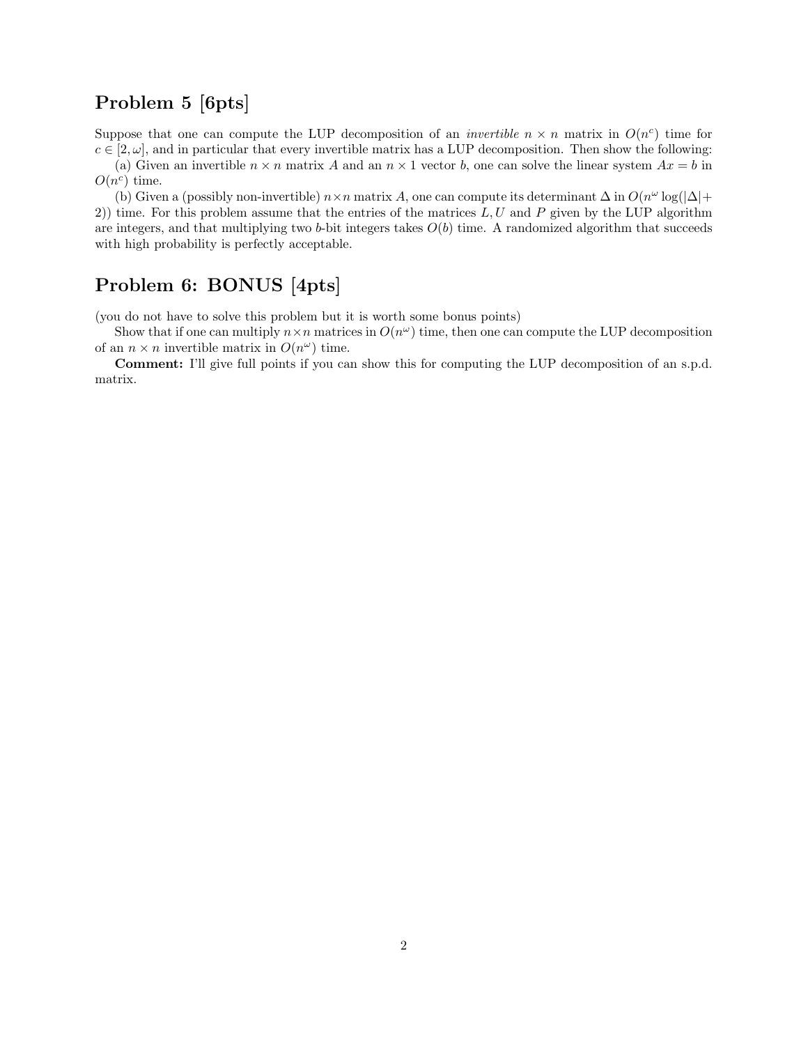## Problem 5 [6pts]

Suppose that one can compute the LUP decomposition of an *invertible* $n \times n$ matrix in $O(n^c)$ time for $c \in [2, \omega]$, and in particular that every invertible matrix has a LUP decomposition. Then show the following:

(a) Given an invertible $n \times n$ matrix $A$ and an $n \times 1$ vector $b$, one can solve the linear system $Ax = b$ in $O(n^c)$ time.

(b) Given a (possibly non-invertible) $n \times n$ matrix $A$, one can compute its determinant $\Delta$ in $O(n^\omega \log(|\Delta| + 2))$ time. For this problem assume that the entries of the matrices $L, U$ and $P$ given by the LUP algorithm are integers, and that multiplying two $b$-bit integers takes $O(b)$ time. A randomized algorithm that succeeds with high probability is perfectly acceptable.

## Problem 6: BONUS [4pts]

(you do not have to solve this problem but it is worth some bonus points)

Show that if one can multiply $n \times n$ matrices in $O(n^\omega)$ time, then one can compute the LUP decomposition of an $n \times n$ invertible matrix in $O(n^\omega)$ time.

**Comment:** I'll give full points if you can show this for computing the LUP decomposition of an s.p.d. matrix.